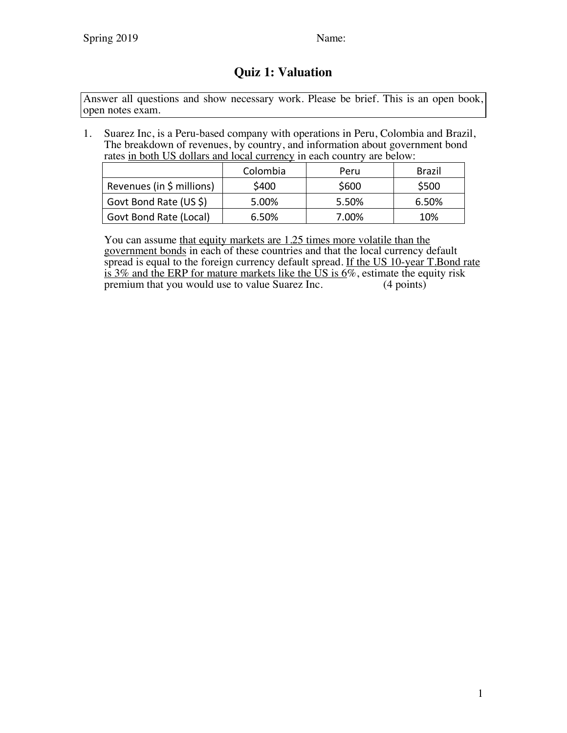Spring 2019 Name:

# Quiz 1: Valuation

Answer all questions and show necessary work. Please be brief. This is an open book, open notes exam.

1. Suarez Inc, is a Peru-based company with operations in Peru, Colombia and Brazil, The breakdown of revenues, by country, and information about government bond rates <u>in both US dollars and local currency</u> in each country are below:

| | Colombia | Peru | Brazil |
|---|---|---|---|
| Revenues (in $ millions) | $400 | $600 | $500 |
| Govt Bond Rate (US $) | 5.00% | 5.50% | 6.50% |
| Govt Bond Rate (Local) | 6.50% | 7.00% | 10% |

You can assume <u>that equity markets are 1.25 times more volatile than the government bonds</u> in each of these countries and that the local currency default spread is equal to the foreign currency default spread. <u>If the US 10-year T.Bond rate is 3% and the ERP for mature markets like the US is 6</u>%, estimate the equity risk premium that you would use to value Suarez Inc. (4 points)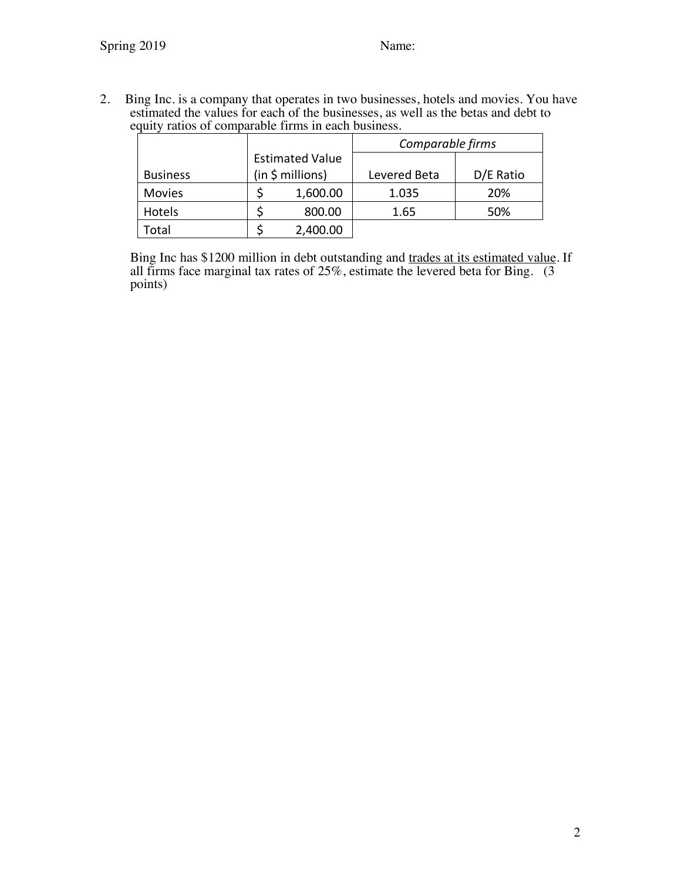2. Bing Inc. is a company that operates in two businesses, hotels and movies. You have estimated the values for each of the businesses, as well as the betas and debt to equity ratios of comparable firms in each business.

| | | *Comparable firms* | |
|---|---|---|---|
| Business | Estimated Value (in $ millions) | Levered Beta | D/E Ratio |
| Movies | $ 1,600.00 | 1.035 | 20% |
| Hotels | $ 800.00 | 1.65 | 50% |
| Total | $ 2,400.00 | | |

Bing Inc has $1200 million in debt outstanding and <u>trades at its estimated value</u>. If all firms face marginal tax rates of 25%, estimate the levered beta for Bing. (3 points)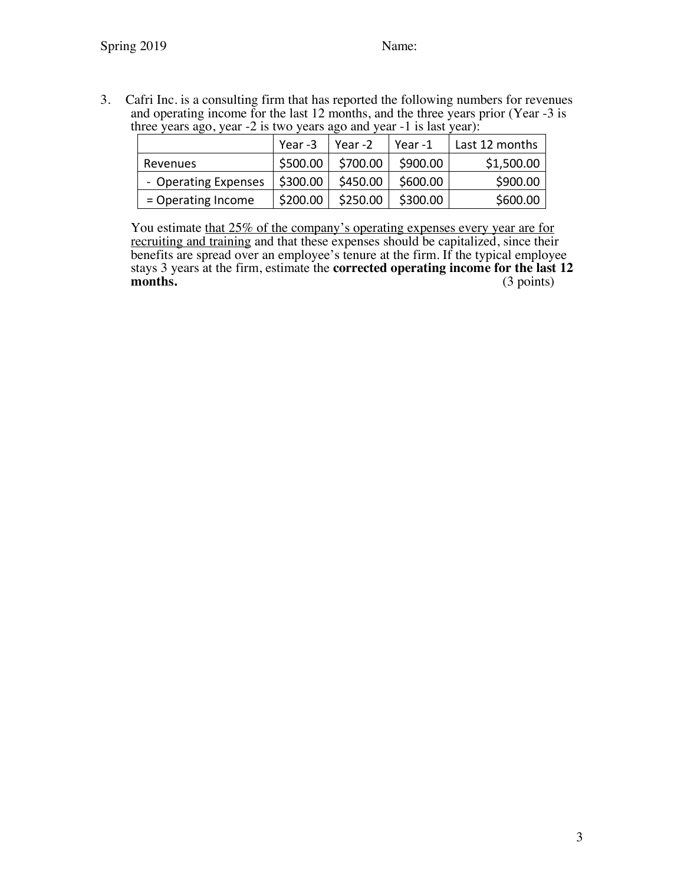3. Cafri Inc. is a consulting firm that has reported the following numbers for revenues and operating income for the last 12 months, and the three years prior (Year -3 is three years ago, year -2 is two years ago and year -1 is last year):

| | Year -3 | Year -2 | Year -1 | Last 12 months |
|---|---|---|---|---|
| Revenues | $500.00 | $700.00 | $900.00 | $1,500.00 |
| - Operating Expenses | $300.00 | $450.00 | $600.00 | $900.00 |
| = Operating Income | $200.00 | $250.00 | $300.00 | $600.00 |

You estimate that 25% of the company's operating expenses every year are for recruiting and training and that these expenses should be capitalized, since their benefits are spread over an employee's tenure at the firm. If the typical employee stays 3 years at the firm, estimate the **corrected operating income for the last 12 months.** (3 points)